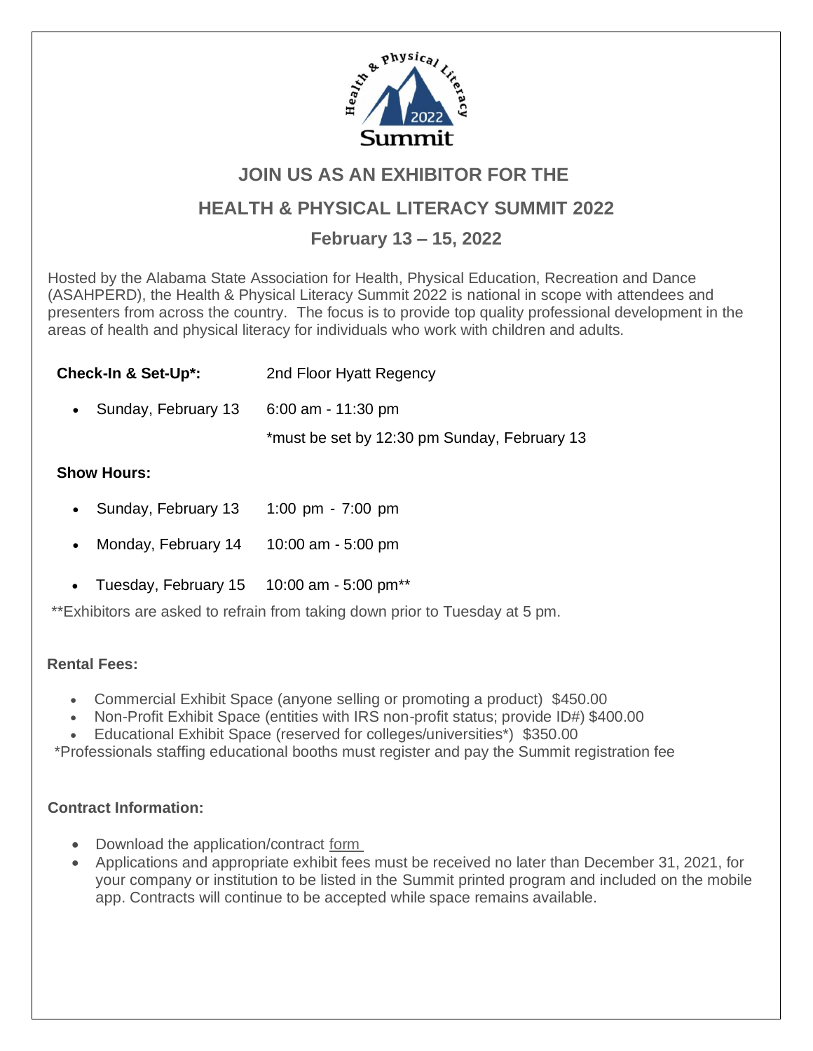# JOIN US AS AN EXHIBITOR FOR THE

# HEALTH & PHYSICAL LITERACY SUMMIT 2022

## February 13 – 15, 2022

Hosted by the Alabama State Association for Health, Physical Education, Recreation and Dance (ASAHPERD), the Health & Physical Literacy Summit 2022 is national in scope with attendees and presenters from across the country. The focus is to provide top quality professional development in the areas of health and physical literacy for individuals who work with children and adults.

**Check-In & Set-Up*:** 2nd Floor Hyatt Regency

- Sunday, February 13 6:00 am - 11:30 pm

  *must be set by 12:30 pm Sunday, February 13

**Show Hours:**

- Sunday, February 13 1:00 pm - 7:00 pm
- Monday, February 14 10:00 am - 5:00 pm
- Tuesday, February 15 10:00 am - 5:00 pm**

**Exhibitors are asked to refrain from taking down prior to Tuesday at 5 pm.

**Rental Fees:**

- Commercial Exhibit Space (anyone selling or promoting a product) $450.00
- Non-Profit Exhibit Space (entities with IRS non-profit status; provide ID#) $400.00
- Educational Exhibit Space (reserved for colleges/universities*) $350.00

*Professionals staffing educational booths must register and pay the Summit registration fee

**Contract Information:**

- Download the application/contract form
- Applications and appropriate exhibit fees must be received no later than December 31, 2021, for your company or institution to be listed in the Summit printed program and included on the mobile app. Contracts will continue to be accepted while space remains available.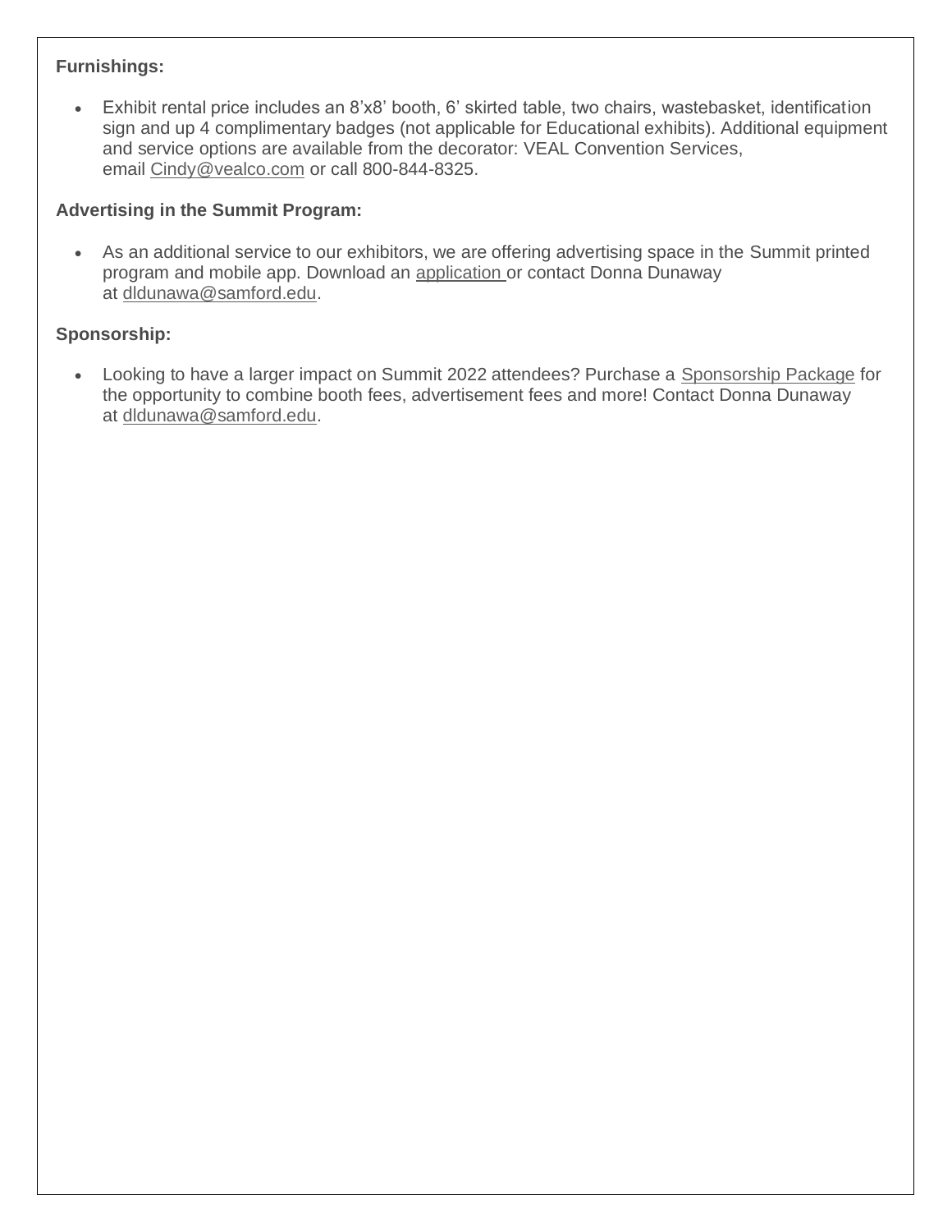**Furnishings:**

- Exhibit rental price includes an 8'x8' booth, 6' skirted table, two chairs, wastebasket, identification sign and up 4 complimentary badges (not applicable for Educational exhibits). Additional equipment and service options are available from the decorator: VEAL Convention Services, email Cindy@vealco.com or call 800-844-8325.

**Advertising in the Summit Program:**

- As an additional service to our exhibitors, we are offering advertising space in the Summit printed program and mobile app. Download an application or contact Donna Dunaway at dldunawa@samford.edu.

**Sponsorship:**

- Looking to have a larger impact on Summit 2022 attendees? Purchase a Sponsorship Package for the opportunity to combine booth fees, advertisement fees and more! Contact Donna Dunaway at dldunawa@samford.edu.